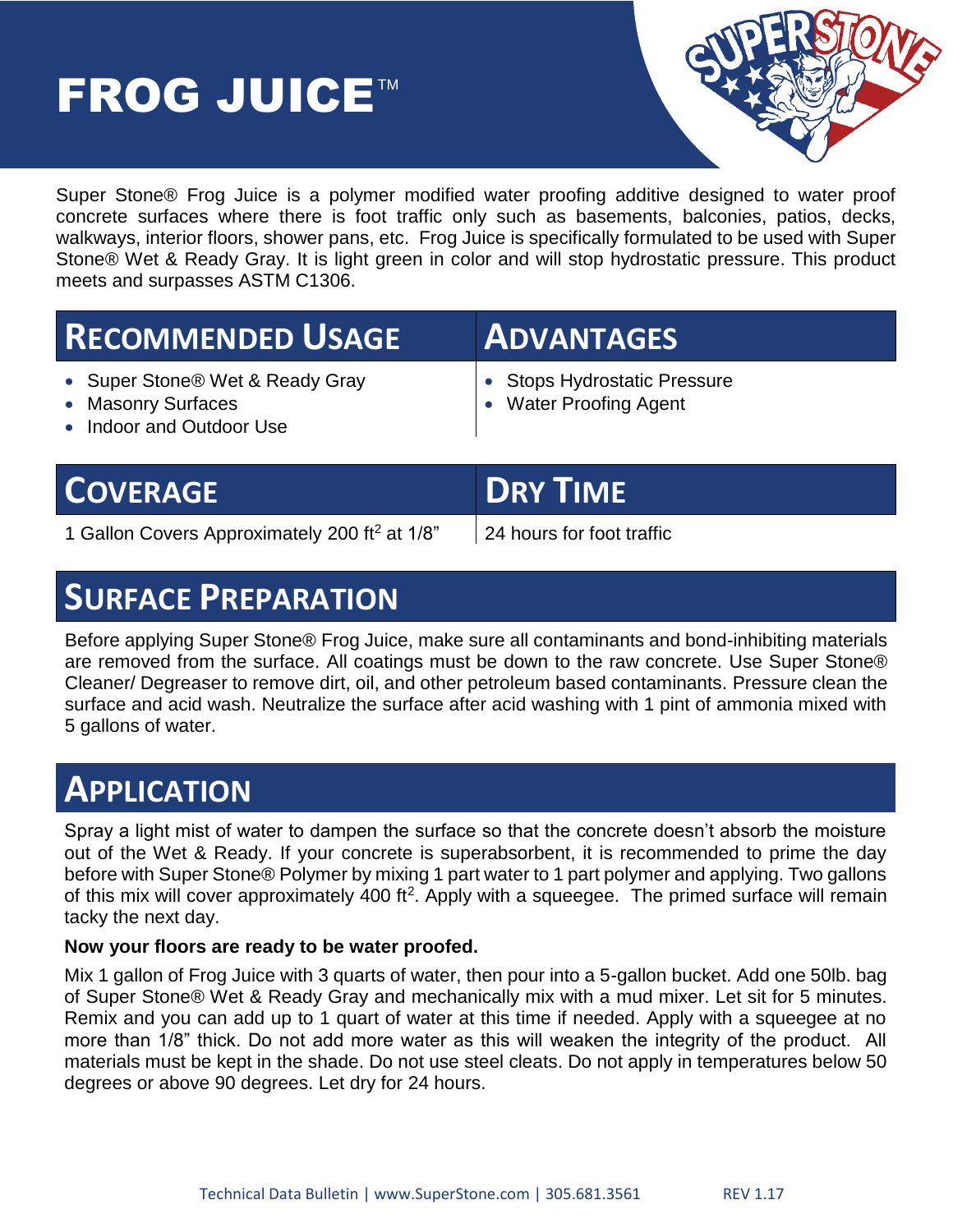# FROG JUICE™

Super Stone® Frog Juice is a polymer modified water proofing additive designed to water proof concrete surfaces where there is foot traffic only such as basements, balconies, patios, decks, walkways, interior floors, shower pans, etc. Frog Juice is specifically formulated to be used with Super Stone® Wet & Ready Gray. It is light green in color and will stop hydrostatic pressure. This product meets and surpasses ASTM C1306.

## Recommended Usage

- Super Stone® Wet & Ready Gray
- Masonry Surfaces
- Indoor and Outdoor Use

## Advantages

- Stops Hydrostatic Pressure
- Water Proofing Agent

## Coverage

1 Gallon Covers Approximately 200 $ft^2$ at 1/8"

## Dry Time

24 hours for foot traffic

## Surface Preparation

Before applying Super Stone® Frog Juice, make sure all contaminants and bond-inhibiting materials are removed from the surface. All coatings must be down to the raw concrete. Use Super Stone® Cleaner/ Degreaser to remove dirt, oil, and other petroleum based contaminants. Pressure clean the surface and acid wash. Neutralize the surface after acid washing with 1 pint of ammonia mixed with 5 gallons of water.

## Application

Spray a light mist of water to dampen the surface so that the concrete doesn't absorb the moisture out of the Wet & Ready. If your concrete is superabsorbent, it is recommended to prime the day before with Super Stone® Polymer by mixing 1 part water to 1 part polymer and applying. Two gallons of this mix will cover approximately 400 $ft^2$. Apply with a squeegee. The primed surface will remain tacky the next day.

**Now your floors are ready to be water proofed.**

Mix 1 gallon of Frog Juice with 3 quarts of water, then pour into a 5-gallon bucket. Add one 50lb. bag of Super Stone® Wet & Ready Gray and mechanically mix with a mud mixer. Let sit for 5 minutes. Remix and you can add up to 1 quart of water at this time if needed. Apply with a squeegee at no more than 1/8" thick. Do not add more water as this will weaken the integrity of the product. All materials must be kept in the shade. Do not use steel cleats. Do not apply in temperatures below 50 degrees or above 90 degrees. Let dry for 24 hours.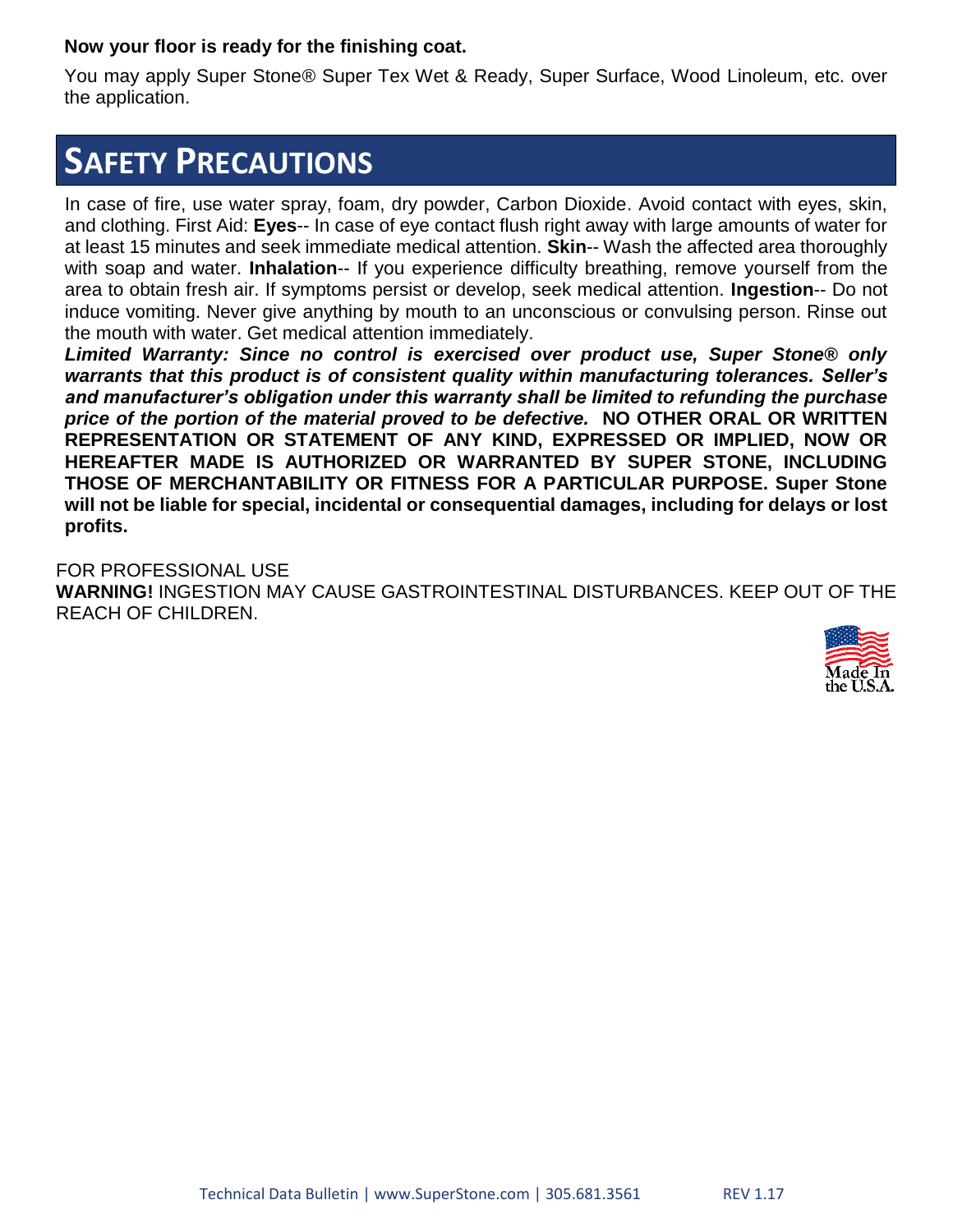**Now your floor is ready for the finishing coat.**

You may apply Super Stone® Super Tex Wet & Ready, Super Surface, Wood Linoleum, etc. over the application.

## SAFETY PRECAUTIONS

In case of fire, use water spray, foam, dry powder, Carbon Dioxide. Avoid contact with eyes, skin, and clothing. First Aid: **Eyes**-- In case of eye contact flush right away with large amounts of water for at least 15 minutes and seek immediate medical attention. **Skin**-- Wash the affected area thoroughly with soap and water. **Inhalation**-- If you experience difficulty breathing, remove yourself from the area to obtain fresh air. If symptoms persist or develop, seek medical attention. **Ingestion**-- Do not induce vomiting. Never give anything by mouth to an unconscious or convulsing person. Rinse out the mouth with water. Get medical attention immediately.

***Limited Warranty: Since no control is exercised over product use, Super Stone® only warrants that this product is of consistent quality within manufacturing tolerances. Seller's and manufacturer's obligation under this warranty shall be limited to refunding the purchase price of the portion of the material proved to be defective.*** **NO OTHER ORAL OR WRITTEN REPRESENTATION OR STATEMENT OF ANY KIND, EXPRESSED OR IMPLIED, NOW OR HEREAFTER MADE IS AUTHORIZED OR WARRANTED BY SUPER STONE, INCLUDING THOSE OF MERCHANTABILITY OR FITNESS FOR A PARTICULAR PURPOSE. Super Stone will not be liable for special, incidental or consequential damages, including for delays or lost profits.**

FOR PROFESSIONAL USE

**WARNING!** INGESTION MAY CAUSE GASTROINTESTINAL DISTURBANCES. KEEP OUT OF THE REACH OF CHILDREN.

Made In the U.S.A.